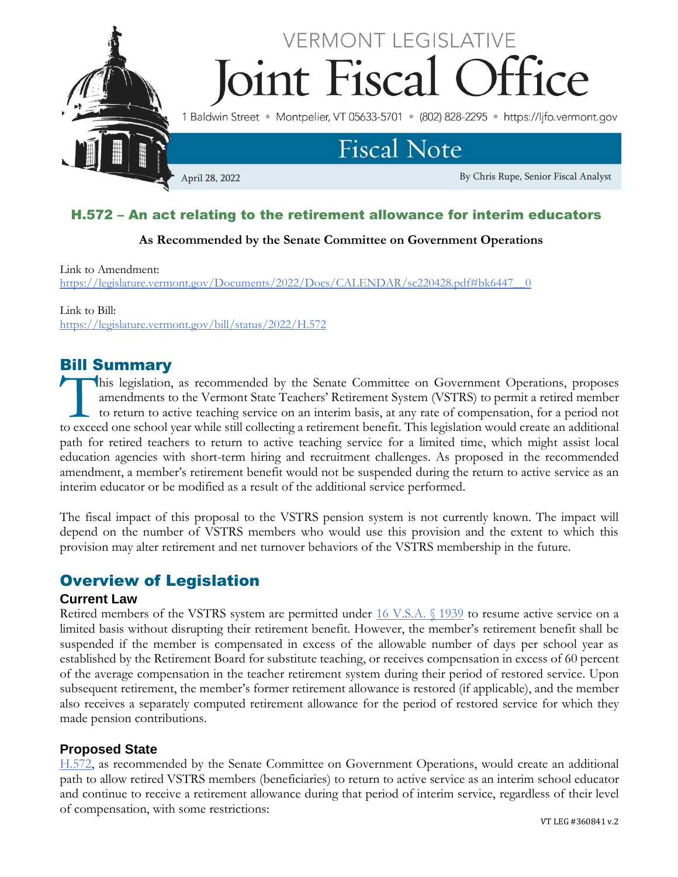VERMONT LEGISLATIVE

# Joint Fiscal Office

1 Baldwin Street • Montpelier, VT 05633-5701 • (802) 828-2295 • https://ljfo.vermont.gov

## Fiscal Note

April 28, 2022

By Chris Rupe, Senior Fiscal Analyst

## H.572 – An act relating to the retirement allowance for interim educators

**As Recommended by the Senate Committee on Government Operations**

Link to Amendment:
https://legislature.vermont.gov/Documents/2022/Docs/CALENDAR/sc220428.pdf#bk6447__0

Link to Bill:
https://legislature.vermont.gov/bill/status/2022/H.572

## Bill Summary

This legislation, as recommended by the Senate Committee on Government Operations, proposes amendments to the Vermont State Teachers' Retirement System (VSTRS) to permit a retired member to return to active teaching service on an interim basis, at any rate of compensation, for a period not to exceed one school year while still collecting a retirement benefit. This legislation would create an additional path for retired teachers to return to active teaching service for a limited time, which might assist local education agencies with short-term hiring and recruitment challenges. As proposed in the recommended amendment, a member's retirement benefit would not be suspended during the return to active service as an interim educator or be modified as a result of the additional service performed.

The fiscal impact of this proposal to the VSTRS pension system is not currently known. The impact will depend on the number of VSTRS members who would use this provision and the extent to which this provision may alter retirement and net turnover behaviors of the VSTRS membership in the future.

## Overview of Legislation

### Current Law

Retired members of the VSTRS system are permitted under 16 V.S.A. § 1939 to resume active service on a limited basis without disrupting their retirement benefit. However, the member's retirement benefit shall be suspended if the member is compensated in excess of the allowable number of days per school year as established by the Retirement Board for substitute teaching, or receives compensation in excess of 60 percent of the average compensation in the teacher retirement system during their period of restored service. Upon subsequent retirement, the member's former retirement allowance is restored (if applicable), and the member also receives a separately computed retirement allowance for the period of restored service for which they made pension contributions.

### Proposed State

H.572, as recommended by the Senate Committee on Government Operations, would create an additional path to allow retired VSTRS members (beneficiaries) to return to active service as an interim school educator and continue to receive a retirement allowance during that period of interim service, regardless of their level of compensation, with some restrictions:

VT LEG #360841 v.2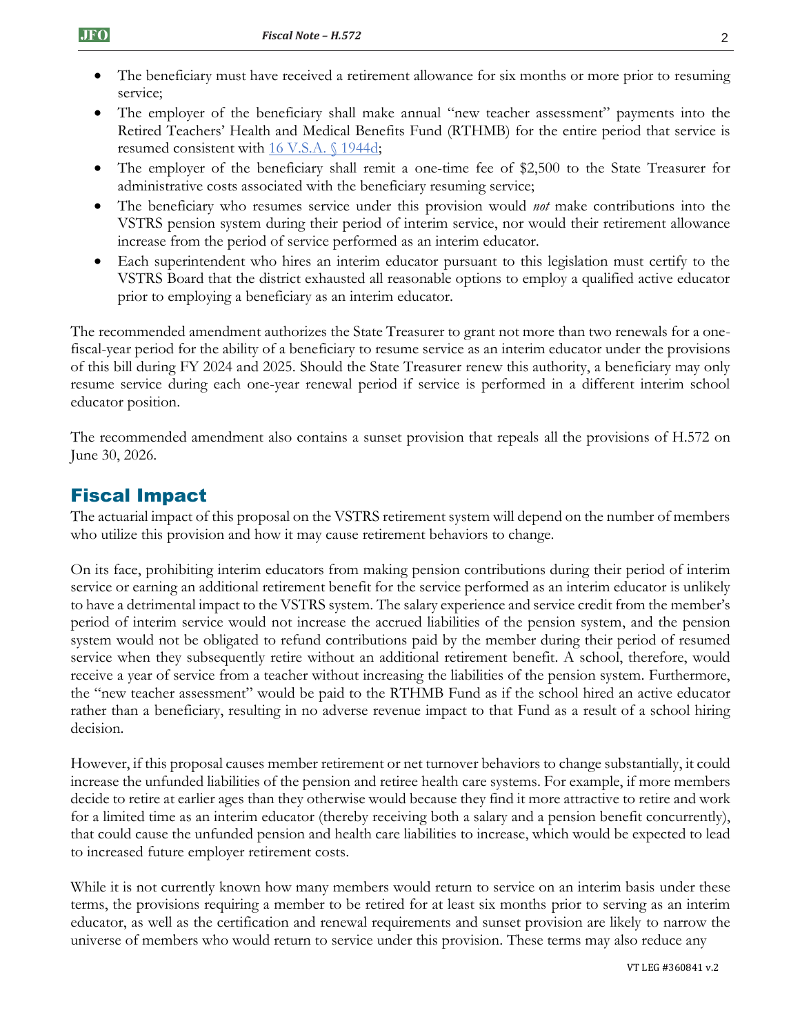- The beneficiary must have received a retirement allowance for six months or more prior to resuming service;
- The employer of the beneficiary shall make annual "new teacher assessment" payments into the Retired Teachers' Health and Medical Benefits Fund (RTHMB) for the entire period that service is resumed consistent with [16 V.S.A. § 1944d];
- The employer of the beneficiary shall remit a one-time fee of $2,500 to the State Treasurer for administrative costs associated with the beneficiary resuming service;
- The beneficiary who resumes service under this provision would *not* make contributions into the VSTRS pension system during their period of interim service, nor would their retirement allowance increase from the period of service performed as an interim educator.
- Each superintendent who hires an interim educator pursuant to this legislation must certify to the VSTRS Board that the district exhausted all reasonable options to employ a qualified active educator prior to employing a beneficiary as an interim educator.

The recommended amendment authorizes the State Treasurer to grant not more than two renewals for a one-fiscal-year period for the ability of a beneficiary to resume service as an interim educator under the provisions of this bill during FY 2024 and 2025. Should the State Treasurer renew this authority, a beneficiary may only resume service during each one-year renewal period if service is performed in a different interim school educator position.

The recommended amendment also contains a sunset provision that repeals all the provisions of H.572 on June 30, 2026.

## Fiscal Impact

The actuarial impact of this proposal on the VSTRS retirement system will depend on the number of members who utilize this provision and how it may cause retirement behaviors to change.

On its face, prohibiting interim educators from making pension contributions during their period of interim service or earning an additional retirement benefit for the service performed as an interim educator is unlikely to have a detrimental impact to the VSTRS system. The salary experience and service credit from the member's period of interim service would not increase the accrued liabilities of the pension system, and the pension system would not be obligated to refund contributions paid by the member during their period of resumed service when they subsequently retire without an additional retirement benefit. A school, therefore, would receive a year of service from a teacher without increasing the liabilities of the pension system. Furthermore, the "new teacher assessment" would be paid to the RTHMB Fund as if the school hired an active educator rather than a beneficiary, resulting in no adverse revenue impact to that Fund as a result of a school hiring decision.

However, if this proposal causes member retirement or net turnover behaviors to change substantially, it could increase the unfunded liabilities of the pension and retiree health care systems. For example, if more members decide to retire at earlier ages than they otherwise would because they find it more attractive to retire and work for a limited time as an interim educator (thereby receiving both a salary and a pension benefit concurrently), that could cause the unfunded pension and health care liabilities to increase, which would be expected to lead to increased future employer retirement costs.

While it is not currently known how many members would return to service on an interim basis under these terms, the provisions requiring a member to be retired for at least six months prior to serving as an interim educator, as well as the certification and renewal requirements and sunset provision are likely to narrow the universe of members who would return to service under this provision. These terms may also reduce any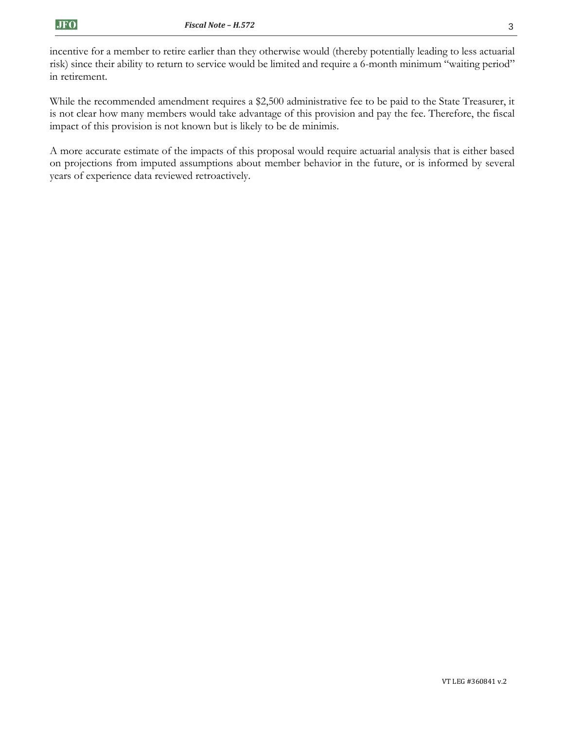incentive for a member to retire earlier than they otherwise would (thereby potentially leading to less actuarial risk) since their ability to return to service would be limited and require a 6-month minimum "waiting period" in retirement.

While the recommended amendment requires a $2,500 administrative fee to be paid to the State Treasurer, it is not clear how many members would take advantage of this provision and pay the fee. Therefore, the fiscal impact of this provision is not known but is likely to be de minimis.

A more accurate estimate of the impacts of this proposal would require actuarial analysis that is either based on projections from imputed assumptions about member behavior in the future, or is informed by several years of experience data reviewed retroactively.

VT LEG #360841 v.2